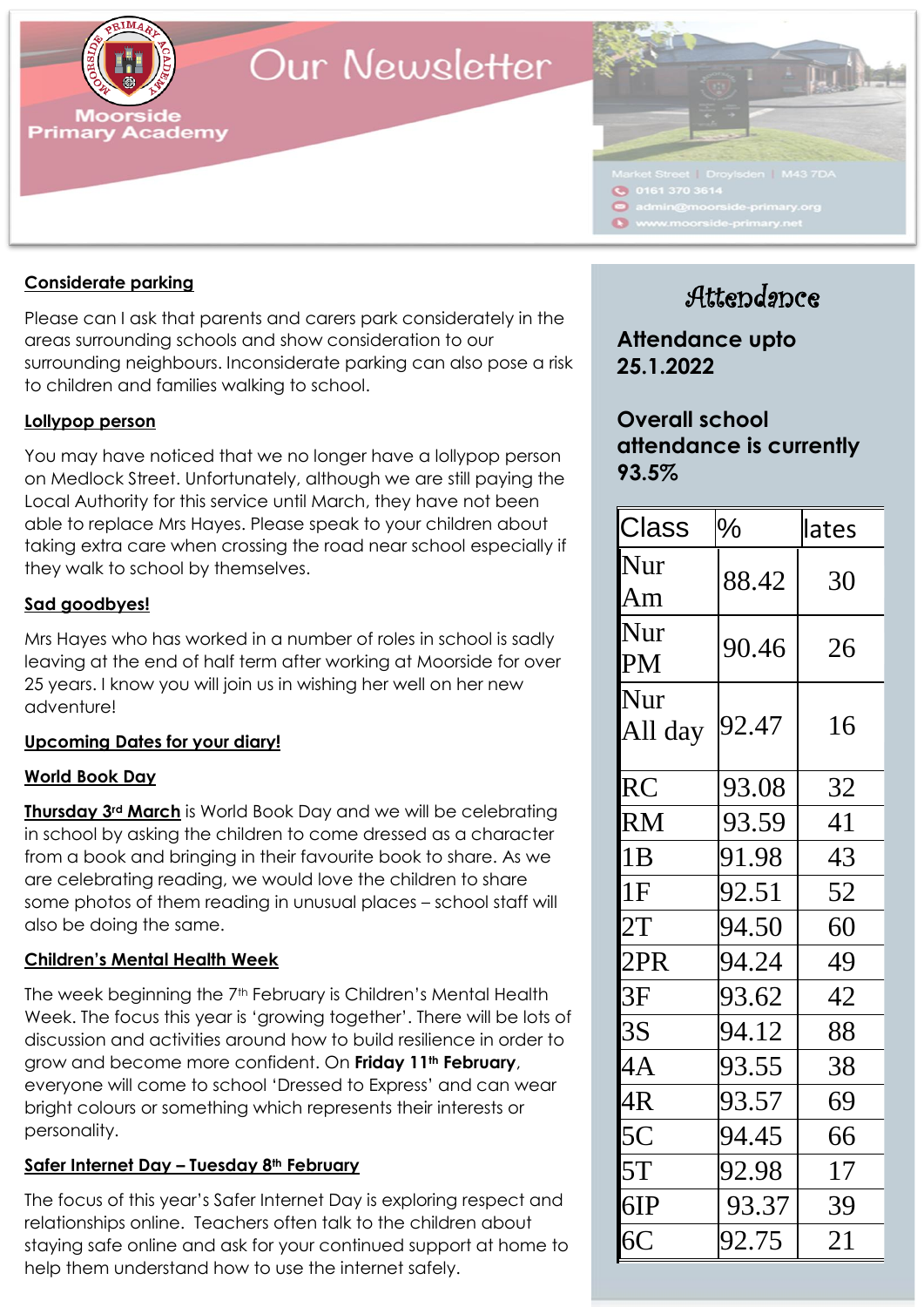# Our Newsletter

Moorside Primary Academy

Market Street | Droylsden | M43 7DA
0161 370 3614
admin@moorside-primary.org
www.moorside-primary.net

**Considerate parking**

Please can I ask that parents and carers park considerately in the areas surrounding schools and show consideration to our surrounding neighbours. Inconsiderate parking can also pose a risk to children and families walking to school.

**Lollypop person**

You may have noticed that we no longer have a lollypop person on Medlock Street. Unfortunately, although we are still paying the Local Authority for this service until March, they have not been able to replace Mrs Hayes. Please speak to your children about taking extra care when crossing the road near school especially if they walk to school by themselves.

**Sad goodbyes!**

Mrs Hayes who has worked in a number of roles in school is sadly leaving at the end of half term after working at Moorside for over 25 years. I know you will join us in wishing her well on her new adventure!

**Upcoming Dates for your diary!**

**World Book Day**

**Thursday 3rd March** is World Book Day and we will be celebrating in school by asking the children to come dressed as a character from a book and bringing in their favourite book to share. As we are celebrating reading, we would love the children to share some photos of them reading in unusual places – school staff will also be doing the same.

**Children's Mental Health Week**

The week beginning the 7th February is Children's Mental Health Week. The focus this year is 'growing together'. There will be lots of discussion and activities around how to build resilience in order to grow and become more confident. On **Friday 11th February**, everyone will come to school 'Dressed to Express' and can wear bright colours or something which represents their interests or personality.

**Safer Internet Day – Tuesday 8th February**

The focus of this year's Safer Internet Day is exploring respect and relationships online. Teachers often talk to the children about staying safe online and ask for your continued support at home to help them understand how to use the internet safely.

## Attendance

**Attendance upto 25.1.2022**

**Overall school attendance is currently 93.5%**

| Class | % | lates |
|---|---|---|
| Nur Am | 88.42 | 30 |
| Nur PM | 90.46 | 26 |
| Nur All day | 92.47 | 16 |
| RC | 93.08 | 32 |
| RM | 93.59 | 41 |
| 1B | 91.98 | 43 |
| 1F | 92.51 | 52 |
| 2T | 94.50 | 60 |
| 2PR | 94.24 | 49 |
| 3F | 93.62 | 42 |
| 3S | 94.12 | 88 |
| 4A | 93.55 | 38 |
| 4R | 93.57 | 69 |
| 5C | 94.45 | 66 |
| 5T | 92.98 | 17 |
| 6IP | 93.37 | 39 |
| 6C | 92.75 | 21 |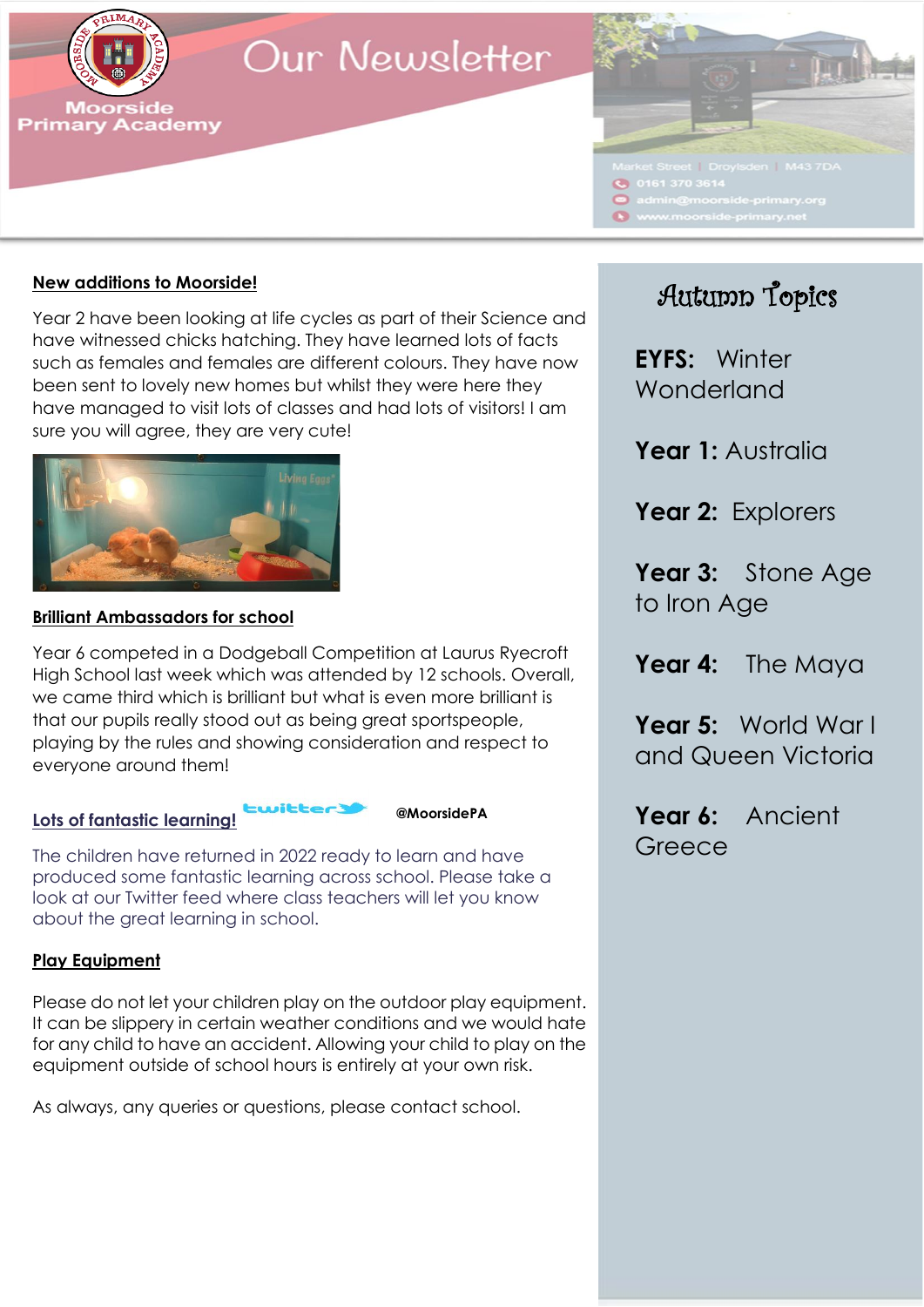# Our Newsletter

Moorside Primary Academy

Market Street | Droylsden | M43 7DA
0161 370 3614
admin@moorside-primary.org
www.moorside-primary.net

**New additions to Moorside!**

Year 2 have been looking at life cycles as part of their Science and have witnessed chicks hatching. They have learned lots of facts such as females and females are different colours. They have now been sent to lovely new homes but whilst they were here they have managed to visit lots of classes and had lots of visitors! I am sure you will agree, they are very cute!

**Brilliant Ambassadors for school**

Year 6 competed in a Dodgeball Competition at Laurus Ryecroft High School last week which was attended by 12 schools. Overall, we came third which is brilliant but what is even more brilliant is that our pupils really stood out as being great sportspeople, playing by the rules and showing consideration and respect to everyone around them!

**Lots of fantastic learning!** twitter @MoorsidePA

The children have returned in 2022 ready to learn and have produced some fantastic learning across school. Please take a look at our Twitter feed where class teachers will let you know about the great learning in school.

**Play Equipment**

Please do not let your children play on the outdoor play equipment. It can be slippery in certain weather conditions and we would hate for any child to have an accident. Allowing your child to play on the equipment outside of school hours is entirely at your own risk.

As always, any queries or questions, please contact school.

## Autumn Topics

**EYFS:** Winter Wonderland

**Year 1:** Australia

**Year 2:** Explorers

**Year 3:** Stone Age to Iron Age

**Year 4:** The Maya

**Year 5:** World War I and Queen Victoria

**Year 6:** Ancient Greece